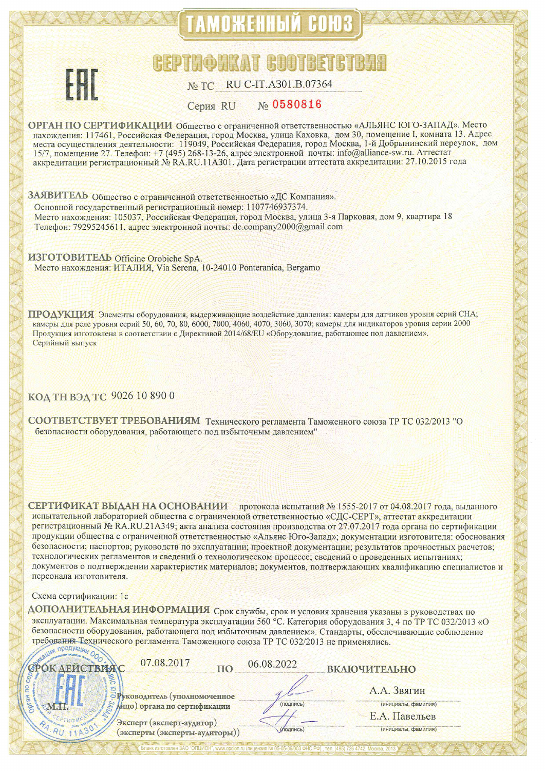# ТАМОЖЕННЫЙ СОЮЗ

## СЕРТИФИКАТ СООТВЕТСТВИЯ

ЕАС

№ ТС RU C-IT.АЗ01.В.07364

Серия RU № 0580816

**ОРГАН ПО СЕРТИФИКАЦИИ** Общество с ограниченной ответственностью «АЛЬЯНС ЮГО-ЗАПАД». Место нахождения: 117461, Российская Федерация, город Москва, улица Каховка, дом 30, помещение I, комната 13. Адрес места осуществления деятельности: 119049, Российская Федерация, город Москва, 1-й Добрынинский переулок, дом 15/7, помещение 27. Телефон: +7 (495) 268-13-26, адрес электронной почты: info@alliance-sw.ru. Аттестат аккредитации регистрационный № RA.RU.11А301. Дата регистрации аттестата аккредитации: 27.10.2015 года

**ЗАЯВИТЕЛЬ** Общество с ограниченной ответственностью «ДС Компания».
Основной государственный регистрационный номер: 1107746937374.
Место нахождения: 105037, Российская Федерация, город Москва, улица 3-я Парковая, дом 9, квартира 18
Телефон: 79295245611, адрес электронной почты: dc.company2000@gmail.com

**ИЗГОТОВИТЕЛЬ** Officine Orobiche SpA.
Место нахождения: ИТАЛИЯ, Via Serena, 10-24010 Ponteranica, Bergamo

**ПРОДУКЦИЯ** Элементы оборудования, выдерживающие воздействие давления: камеры для датчиков уровня серий CHA; камеры для реле уровня серий 50, 60, 70, 80, 6000, 7000, 4060, 4070, 3060, 3070; камеры для индикаторов уровня серии 2000
Продукция изготовлена в соответствии с Директивой 2014/68/EU «Оборудование, работающее под давлением».
Серийный выпуск

**КОД ТН ВЭД ТС** 9026 10 890 0

**СООТВЕТСТВУЕТ ТРЕБОВАНИЯМ** Технического регламента Таможенного союза ТР ТС 032/2013 "О безопасности оборудования, работающего под избыточным давлением"

**СЕРТИФИКАТ ВЫДАН НА ОСНОВАНИИ** протокола испытаний № 1555-2017 от 04.08.2017 года, выданного испытательной лабораторией общества с ограниченной ответственностью «СДС-СЕРТ», аттестат аккредитации регистрационный № RA.RU.21А349; акта анализа состояния производства от 27.07.2017 года органа по сертификации продукции общества с ограниченной ответственностью «Альянс Юго-Запад»; документации изготовителя: обоснования безопасности; паспортов; руководств по эксплуатации; проектной документации; результатов прочностных расчетов; технологических регламентов и сведений о технологическом процессе; сведений о проведенных испытаниях; документов о подтверждении характеристик материалов; документов, подтверждающих квалификацию специалистов и персонала изготовителя.

Схема сертификации: 1с

**ДОПОЛНИТЕЛЬНАЯ ИНФОРМАЦИЯ** Срок службы, срок и условия хранения указаны в руководствах по эксплуатации. Максимальная температура эксплуатации 560 °С. Категория оборудования 3, 4 по ТР ТС 032/2013 «О безопасности оборудования, работающего под избыточным давлением». Стандарты, обеспечивающие соблюдение требований Технического регламента Таможенного союза ТР ТС 032/2013 не применялись.

**СРОК ДЕЙСТВИЯ С** 07.08.2017 **ПО** 06.08.2022 **ВКЛЮЧИТЕЛЬНО**

М.П.

Руководитель (уполномоченное лицо) органа по сертификации (подпись) А.А. Звягин (инициалы, фамилия)

Эксперт (эксперт-аудитор) (эксперты (эксперты-аудиторы)) (подпись) Е.А. Павельев (инициалы, фамилия)

Бланк изготовлен ЗАО "ОПЦИОН", www.opcion.ru (лицензия № 05-05-09/003 ФНС РФ), тел. (495) 726 4742, Москва, 2013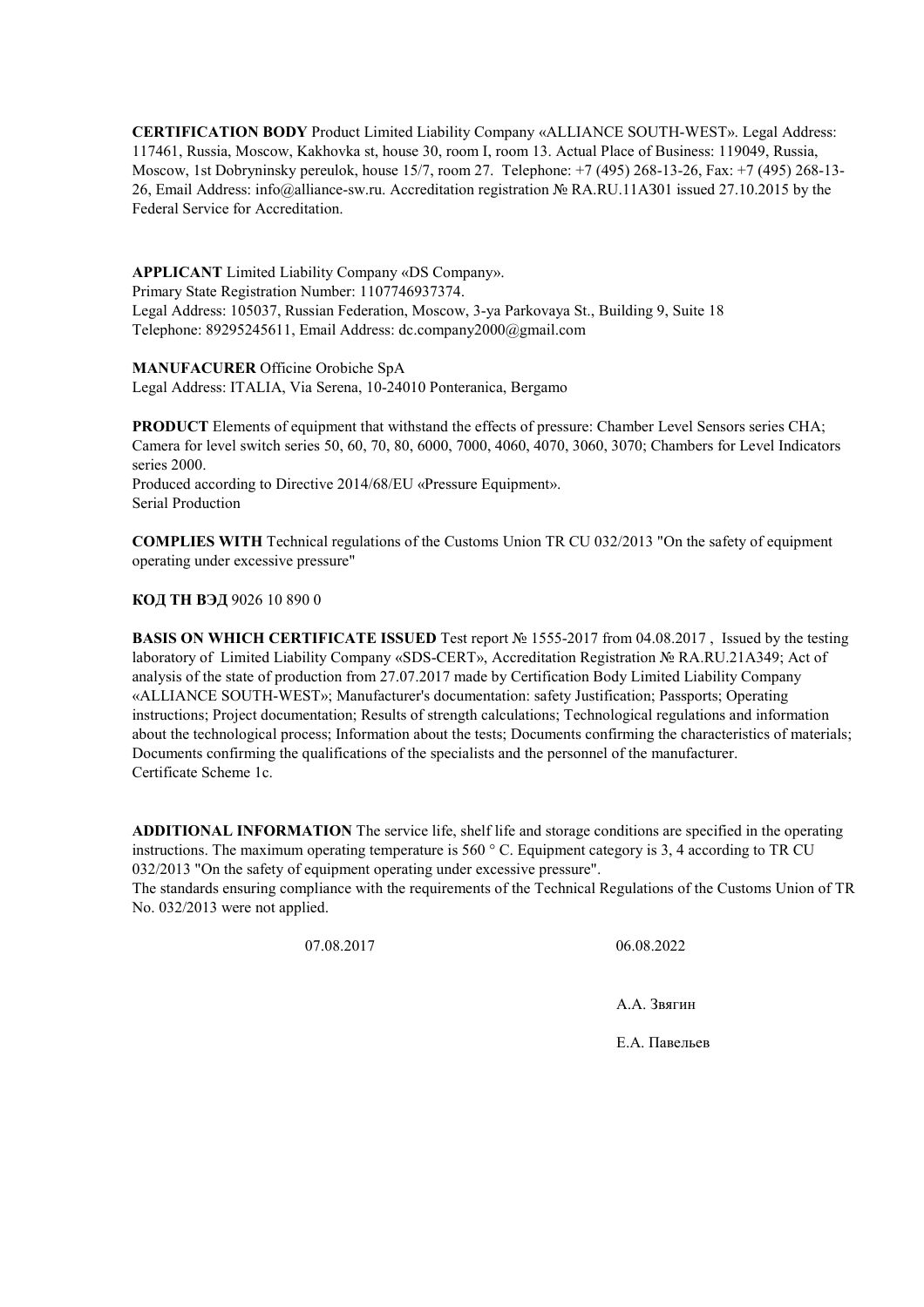**CERTIFICATION BODY** Product Limited Liability Company «ALLIANCE SOUTH-WEST». Legal Address: 117461, Russia, Moscow, Kakhovka st, house 30, room I, room 13. Actual Place of Business: 119049, Russia, Moscow, 1st Dobryninsky pereulok, house 15/7, room 27. Telephone: +7 (495) 268-13-26, Fax: +7 (495) 268-13-26, Email Address: info@alliance-sw.ru. Accreditation registration № RA.RU.11A301 issued 27.10.2015 by the Federal Service for Accreditation.

**APPLICANT** Limited Liability Company «DS Company».
Primary State Registration Number: 1107746937374.
Legal Address: 105037, Russian Federation, Moscow, 3-ya Parkovaya St., Building 9, Suite 18
Telephone: 89295245611, Email Address: dc.company2000@gmail.com

**MANUFACURER** Officine Orobiche SpA
Legal Address: ITALIA, Via Serena, 10-24010 Ponteranica, Bergamo

**PRODUCT** Elements of equipment that withstand the effects of pressure: Chamber Level Sensors series CHA; Camera for level switch series 50, 60, 70, 80, 6000, 7000, 4060, 4070, 3060, 3070; Chambers for Level Indicators series 2000.
Produced according to Directive 2014/68/EU «Pressure Equipment».
Serial Production

**COMPLIES WITH** Technical regulations of the Customs Union TR CU 032/2013 "On the safety of equipment operating under excessive pressure"

**КОД ТН ВЭД** 9026 10 890 0

**BASIS ON WHICH CERTIFICATE ISSUED** Test report № 1555-2017 from 04.08.2017 , Issued by the testing laboratory of Limited Liability Company «SDS-CERT», Accreditation Registration № RA.RU.21A349; Act of analysis of the state of production from 27.07.2017 made by Certification Body Limited Liability Company «ALLIANCE SOUTH-WEST»; Manufacturer's documentation: safety Justification; Passports; Operating instructions; Project documentation; Results of strength calculations; Technological regulations and information about the technological process; Information about the tests; Documents confirming the characteristics of materials; Documents confirming the qualifications of the specialists and the personnel of the manufacturer.
Certificate Scheme 1c.

**ADDITIONAL INFORMATION** The service life, shelf life and storage conditions are specified in the operating instructions. The maximum operating temperature is 560 ° C. Equipment category is 3, 4 according to TR CU 032/2013 "On the safety of equipment operating under excessive pressure".
The standards ensuring compliance with the requirements of the Technical Regulations of the Customs Union of TR No. 032/2013 were not applied.

07.08.2017 06.08.2022

А.А. Звягин

Е.А. Павельев